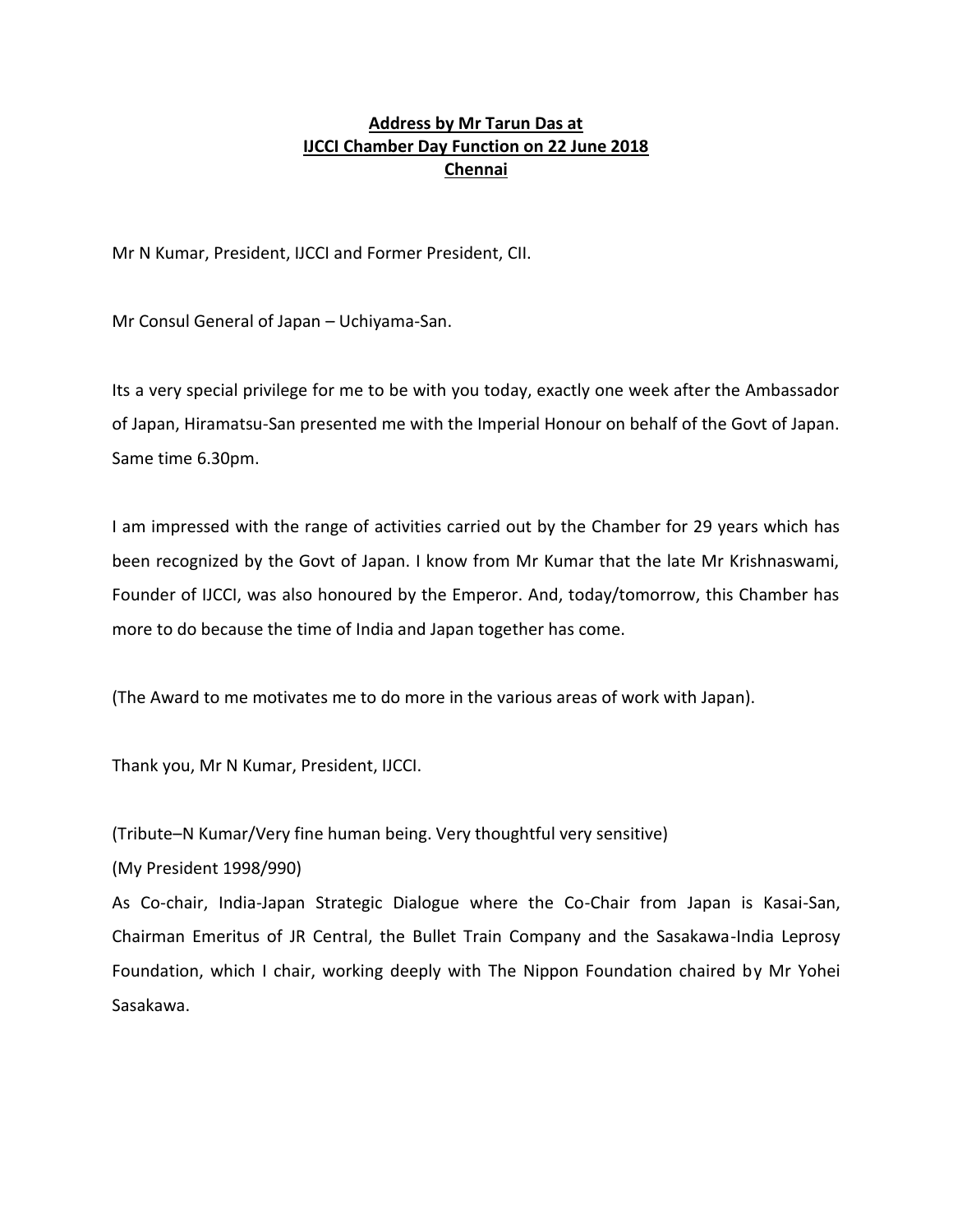**Address by Mr Tarun Das at**
**IJCCI Chamber Day Function on 22 June 2018**
**Chennai**

Mr N Kumar, President, IJCCI and Former President, CII.

Mr Consul General of Japan – Uchiyama-San.

Its a very special privilege for me to be with you today, exactly one week after the Ambassador of Japan, Hiramatsu-San presented me with the Imperial Honour on behalf of the Govt of Japan. Same time 6.30pm.

I am impressed with the range of activities carried out by the Chamber for 29 years which has been recognized by the Govt of Japan. I know from Mr Kumar that the late Mr Krishnaswami, Founder of IJCCI, was also honoured by the Emperor. And, today/tomorrow, this Chamber has more to do because the time of India and Japan together has come.

(The Award to me motivates me to do more in the various areas of work with Japan).

Thank you, Mr N Kumar, President, IJCCI.

(Tribute–N Kumar/Very fine human being. Very thoughtful very sensitive)
(My President 1998/990)
As Co-chair, India-Japan Strategic Dialogue where the Co-Chair from Japan is Kasai-San, Chairman Emeritus of JR Central, the Bullet Train Company and the Sasakawa-India Leprosy Foundation, which I chair, working deeply with The Nippon Foundation chaired by Mr Yohei Sasakawa.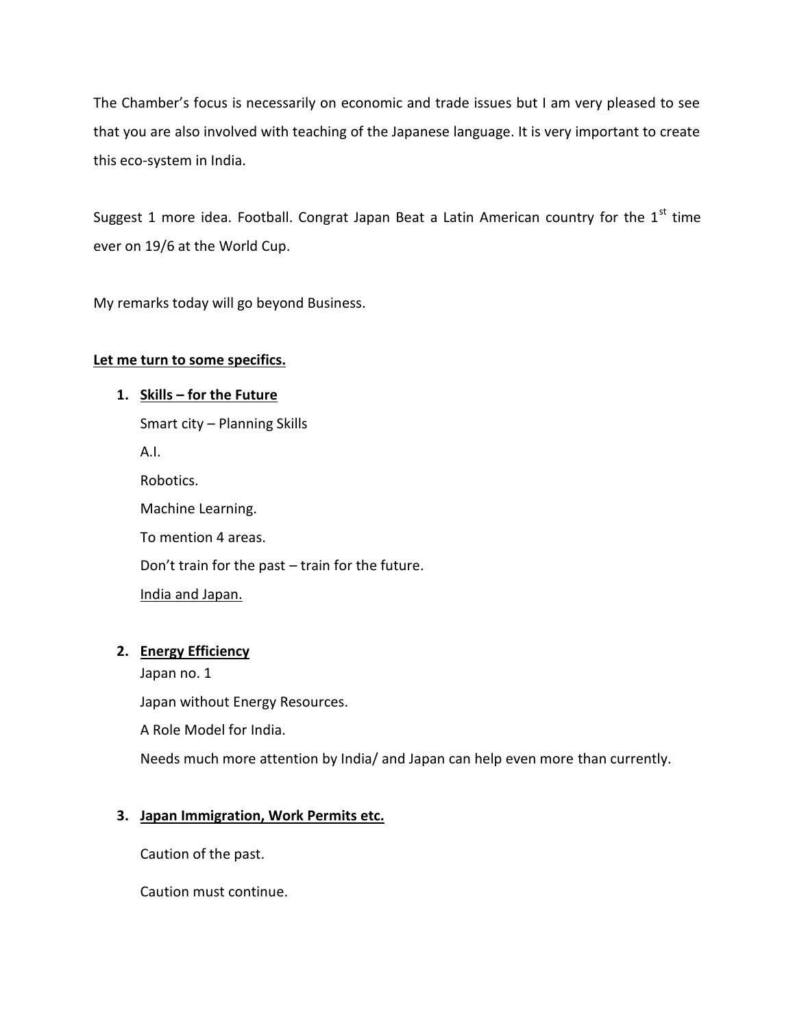The Chamber's focus is necessarily on economic and trade issues but I am very pleased to see that you are also involved with teaching of the Japanese language. It is very important to create this eco-system in India.

Suggest 1 more idea. Football. Congrat Japan Beat a Latin American country for the 1st time ever on 19/6 at the World Cup.

My remarks today will go beyond Business.

**Let me turn to some specifics.**

1. **Skills – for the Future**

   Smart city – Planning Skills

   A.I.

   Robotics.

   Machine Learning.

   To mention 4 areas.

   Don't train for the past – train for the future.

   India and Japan.

2. **Energy Efficiency**

   Japan no. 1

   Japan without Energy Resources.

   A Role Model for India.

   Needs much more attention by India/ and Japan can help even more than currently.

3. **Japan Immigration, Work Permits etc.**

   Caution of the past.

   Caution must continue.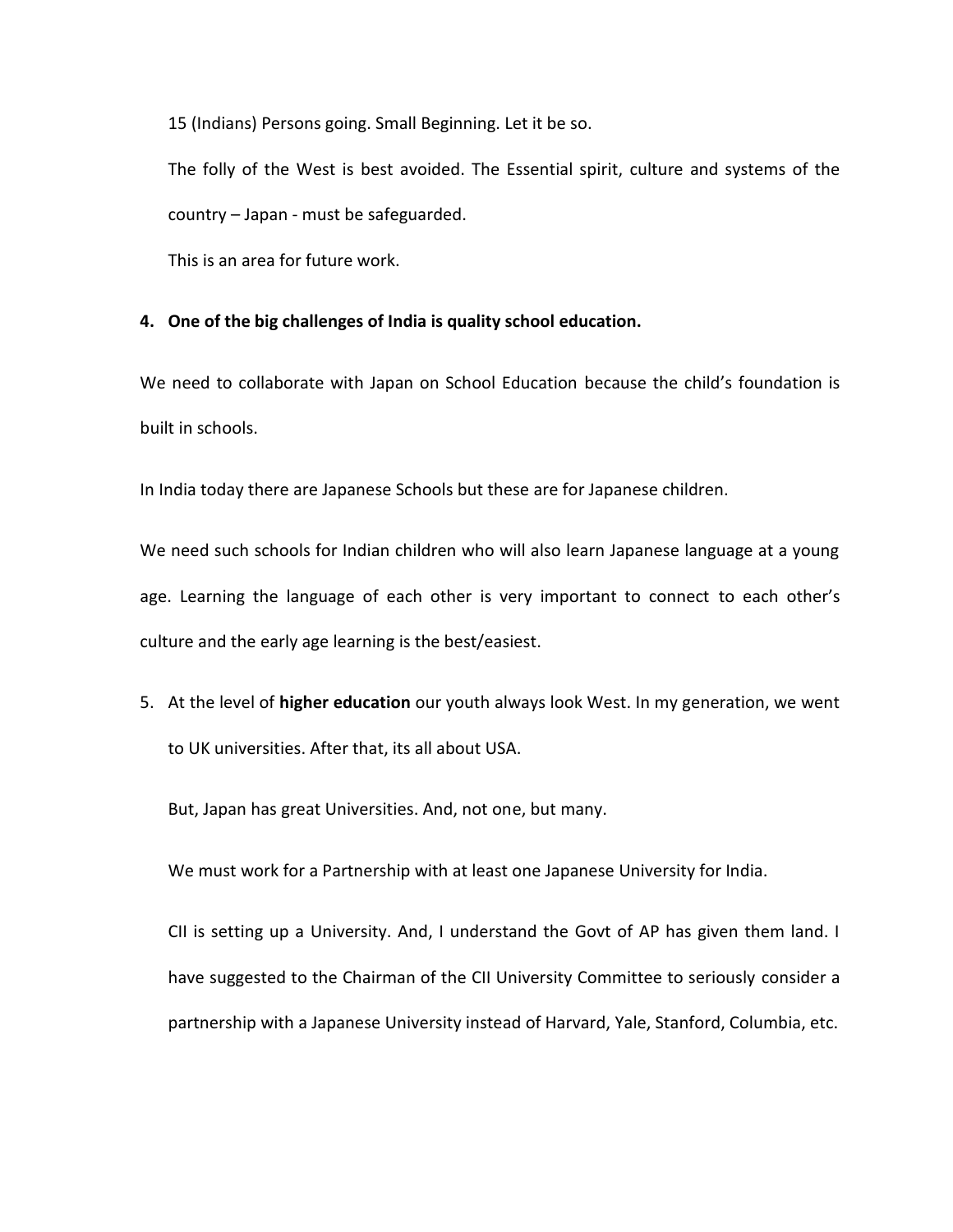15 (Indians) Persons going. Small Beginning. Let it be so.

The folly of the West is best avoided. The Essential spirit, culture and systems of the country – Japan - must be safeguarded.

This is an area for future work.

4. **One of the big challenges of India is quality school education.**

We need to collaborate with Japan on School Education because the child's foundation is built in schools.

In India today there are Japanese Schools but these are for Japanese children.

We need such schools for Indian children who will also learn Japanese language at a young age. Learning the language of each other is very important to connect to each other's culture and the early age learning is the best/easiest.

5. At the level of **higher education** our youth always look West. In my generation, we went to UK universities. After that, its all about USA.

   But, Japan has great Universities. And, not one, but many.

   We must work for a Partnership with at least one Japanese University for India.

   CII is setting up a University. And, I understand the Govt of AP has given them land. I have suggested to the Chairman of the CII University Committee to seriously consider a partnership with a Japanese University instead of Harvard, Yale, Stanford, Columbia, etc.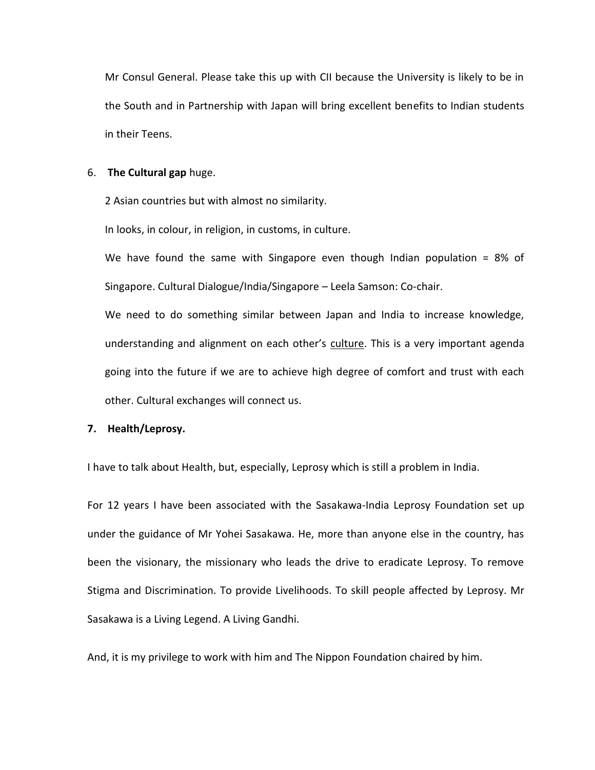Mr Consul General. Please take this up with CII because the University is likely to be in the South and in Partnership with Japan will bring excellent benefits to Indian students in their Teens.

6. **The Cultural gap** huge.

   2 Asian countries but with almost no similarity.

   In looks, in colour, in religion, in customs, in culture.

   We have found the same with Singapore even though Indian population = 8% of Singapore. Cultural Dialogue/India/Singapore – Leela Samson: Co-chair.

   We need to do something similar between Japan and India to increase knowledge, understanding and alignment on each other's <u>culture</u>. This is a very important agenda going into the future if we are to achieve high degree of comfort and trust with each other. Cultural exchanges will connect us.

7. **Health/Leprosy.**

I have to talk about Health, but, especially, Leprosy which is still a problem in India.

For 12 years I have been associated with the Sasakawa-India Leprosy Foundation set up under the guidance of Mr Yohei Sasakawa. He, more than anyone else in the country, has been the visionary, the missionary who leads the drive to eradicate Leprosy. To remove Stigma and Discrimination. To provide Livelihoods. To skill people affected by Leprosy. Mr Sasakawa is a Living Legend. A Living Gandhi.

And, it is my privilege to work with him and The Nippon Foundation chaired by him.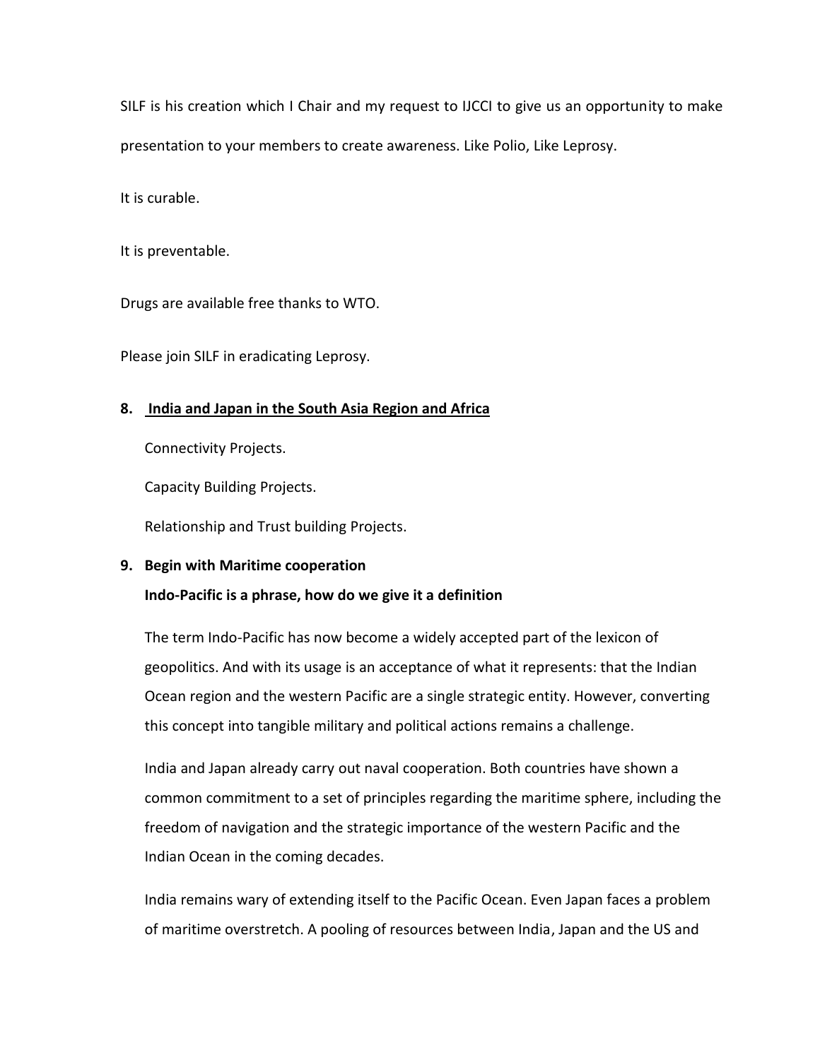SILF is his creation which I Chair and my request to IJCCI to give us an opportunity to make presentation to your members to create awareness. Like Polio, Like Leprosy.

It is curable.

It is preventable.

Drugs are available free thanks to WTO.

Please join SILF in eradicating Leprosy.

**8. <u>India and Japan in the South Asia Region and Africa</u>**

Connectivity Projects.

Capacity Building Projects.

Relationship and Trust building Projects.

**9. Begin with Maritime cooperation**

**Indo-Pacific is a phrase, how do we give it a definition**

The term Indo-Pacific has now become a widely accepted part of the lexicon of geopolitics. And with its usage is an acceptance of what it represents: that the Indian Ocean region and the western Pacific are a single strategic entity. However, converting this concept into tangible military and political actions remains a challenge.

India and Japan already carry out naval cooperation. Both countries have shown a common commitment to a set of principles regarding the maritime sphere, including the freedom of navigation and the strategic importance of the western Pacific and the Indian Ocean in the coming decades.

India remains wary of extending itself to the Pacific Ocean. Even Japan faces a problem of maritime overstretch. A pooling of resources between India, Japan and the US and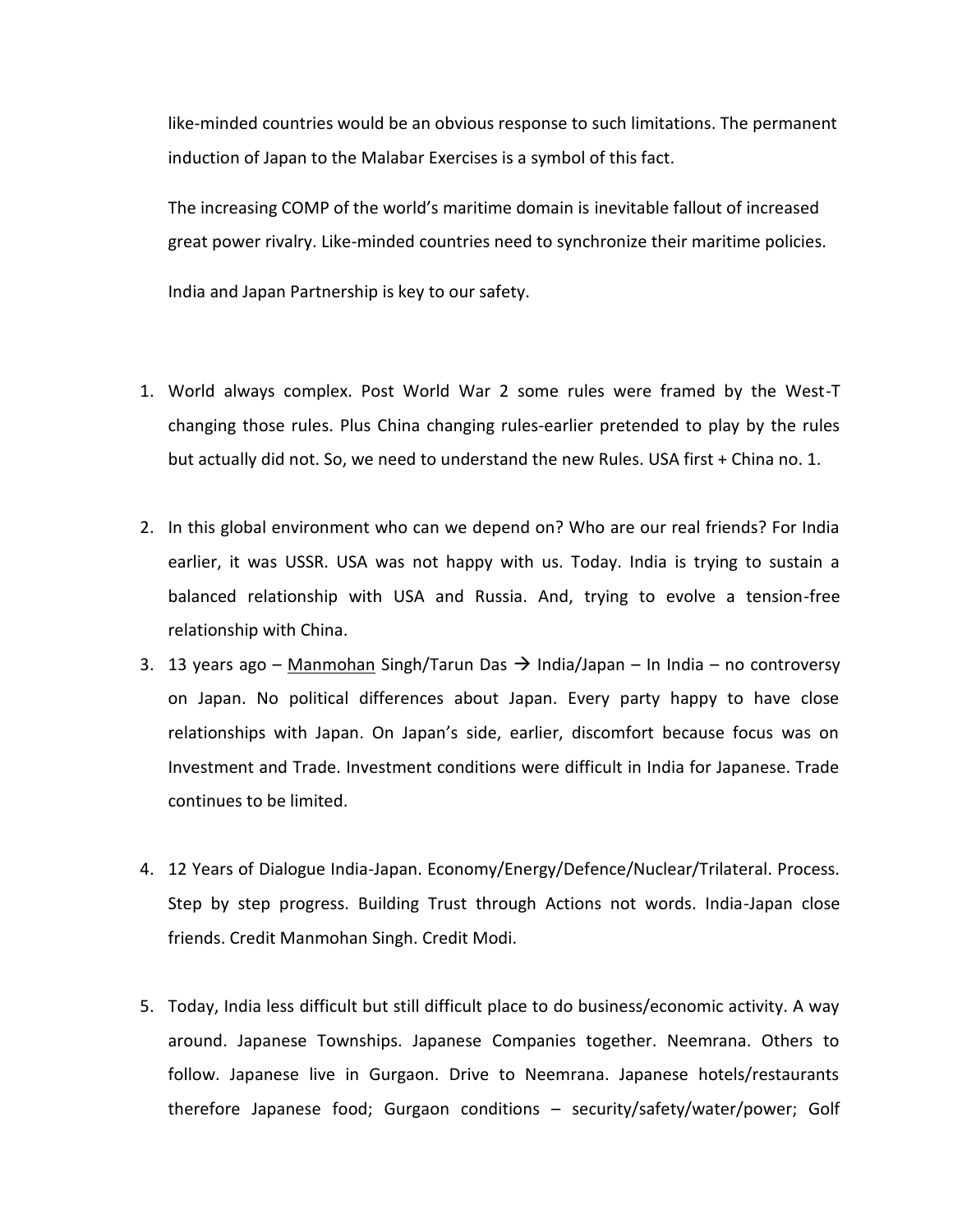like-minded countries would be an obvious response to such limitations. The permanent induction of Japan to the Malabar Exercises is a symbol of this fact.

The increasing COMP of the world's maritime domain is inevitable fallout of increased great power rivalry. Like-minded countries need to synchronize their maritime policies.

India and Japan Partnership is key to our safety.

1. World always complex. Post World War 2 some rules were framed by the West-T changing those rules. Plus China changing rules-earlier pretended to play by the rules but actually did not. So, we need to understand the new Rules. USA first + China no. 1.

2. In this global environment who can we depend on? Who are our real friends? For India earlier, it was USSR. USA was not happy with us. Today. India is trying to sustain a balanced relationship with USA and Russia. And, trying to evolve a tension-free relationship with China.
3. 13 years ago – Manmohan Singh/Tarun Das → India/Japan – In India – no controversy on Japan. No political differences about Japan. Every party happy to have close relationships with Japan. On Japan's side, earlier, discomfort because focus was on Investment and Trade. Investment conditions were difficult in India for Japanese. Trade continues to be limited.

4. 12 Years of Dialogue India-Japan. Economy/Energy/Defence/Nuclear/Trilateral. Process. Step by step progress. Building Trust through Actions not words. India-Japan close friends. Credit Manmohan Singh. Credit Modi.

5. Today, India less difficult but still difficult place to do business/economic activity. A way around. Japanese Townships. Japanese Companies together. Neemrana. Others to follow. Japanese live in Gurgaon. Drive to Neemrana. Japanese hotels/restaurants therefore Japanese food; Gurgaon conditions – security/safety/water/power; Golf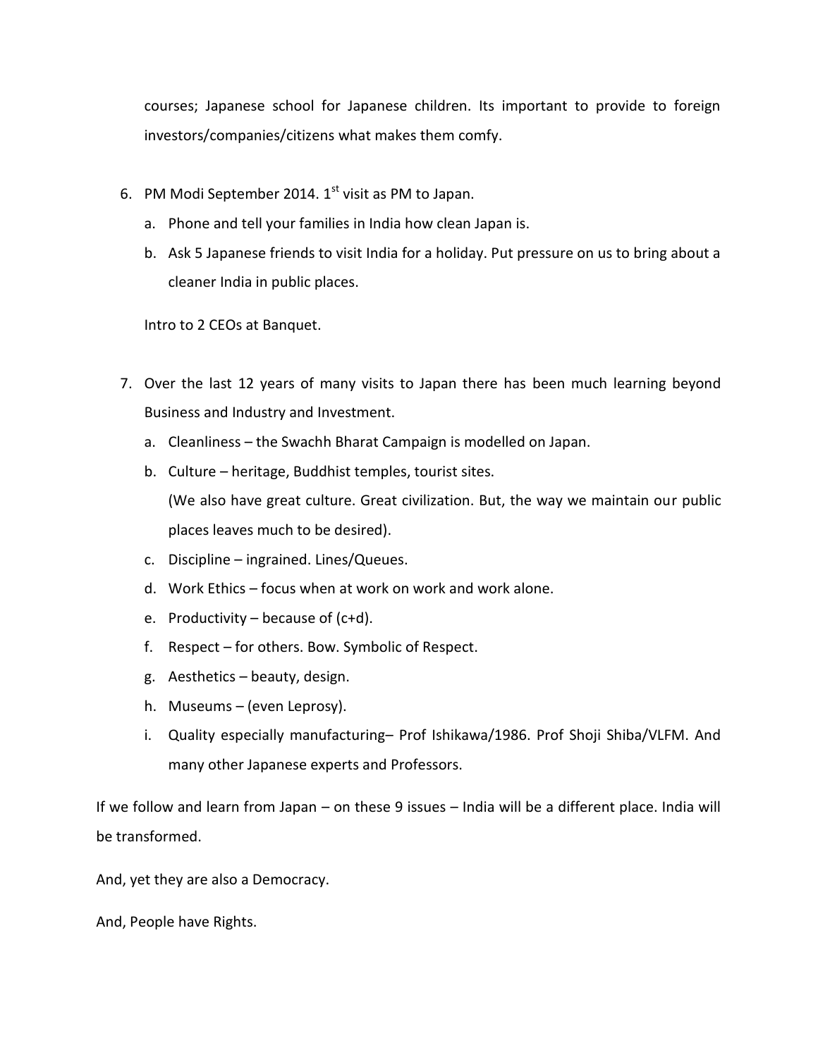courses; Japanese school for Japanese children. Its important to provide to foreign investors/companies/citizens what makes them comfy.

6. PM Modi September 2014. 1st visit as PM to Japan.
   a. Phone and tell your families in India how clean Japan is.
   b. Ask 5 Japanese friends to visit India for a holiday. Put pressure on us to bring about a cleaner India in public places.

   Intro to 2 CEOs at Banquet.

7. Over the last 12 years of many visits to Japan there has been much learning beyond Business and Industry and Investment.
   a. Cleanliness – the Swachh Bharat Campaign is modelled on Japan.
   b. Culture – heritage, Buddhist temples, tourist sites.
      (We also have great culture. Great civilization. But, the way we maintain our public places leaves much to be desired).
   c. Discipline – ingrained. Lines/Queues.
   d. Work Ethics – focus when at work on work and work alone.
   e. Productivity – because of (c+d).
   f. Respect – for others. Bow. Symbolic of Respect.
   g. Aesthetics – beauty, design.
   h. Museums – (even Leprosy).
   i. Quality especially manufacturing– Prof Ishikawa/1986. Prof Shoji Shiba/VLFM. And many other Japanese experts and Professors.

If we follow and learn from Japan – on these 9 issues – India will be a different place. India will be transformed.

And, yet they are also a Democracy.

And, People have Rights.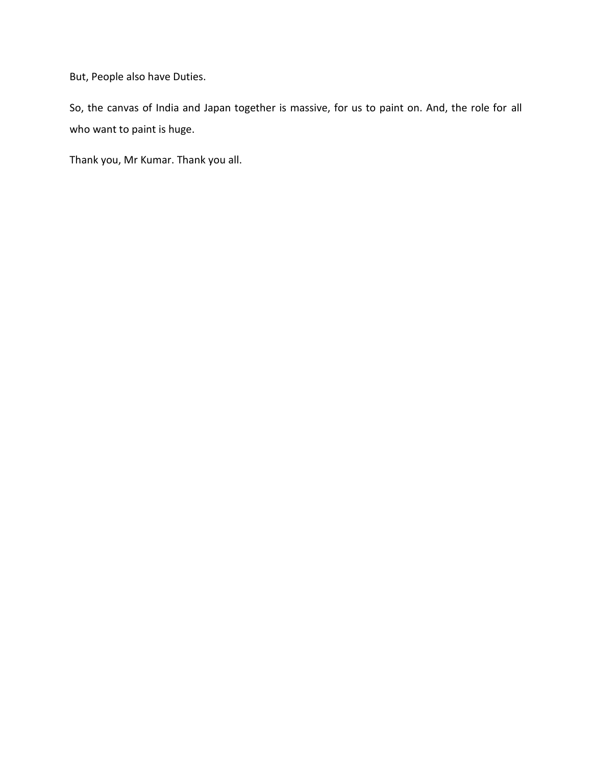But, People also have Duties.

So, the canvas of India and Japan together is massive, for us to paint on. And, the role for all who want to paint is huge.

Thank you, Mr Kumar. Thank you all.